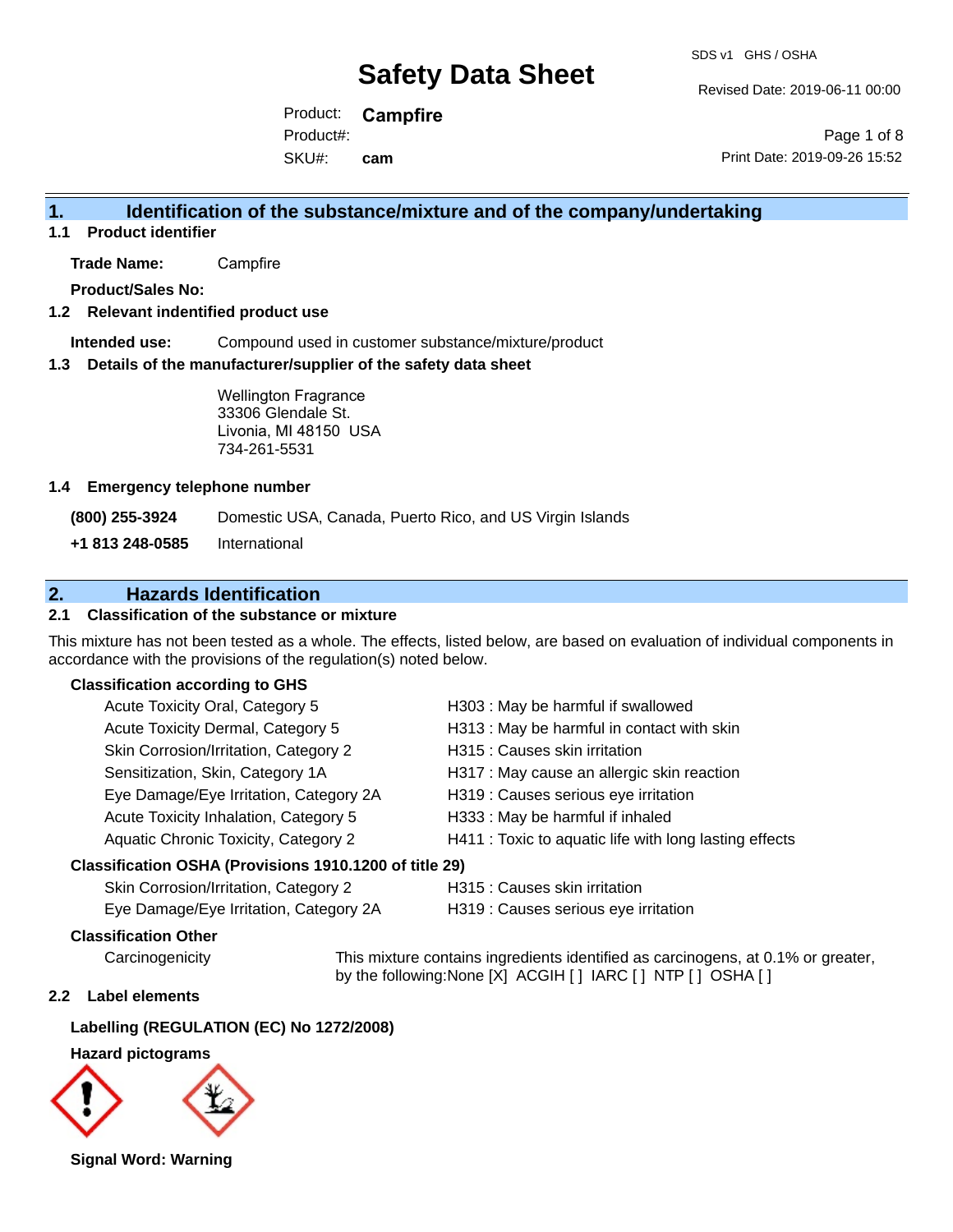# Safety Data Sheet

SDS v1 GHS / OSHA

Revised Date: 2019-06-11 00:00

Print Date: 2019-09-26 15:52

Product: **Campfire**
Product#:
SKU#: **cam**

## 1. Identification of the substance/mixture and of the company/undertaking

### 1.1 Product identifier

**Trade Name:** Campfire

**Product/Sales No:**

### 1.2 Relevant identified product use

**Intended use:** Compound used in customer substance/mixture/product

### 1.3 Details of the manufacturer/supplier of the safety data sheet

Wellington Fragrance
33306 Glendale St.
Livonia, MI 48150 USA
734-261-5531

### 1.4 Emergency telephone number

**(800) 255-3924** Domestic USA, Canada, Puerto Rico, and US Virgin Islands

**+1 813 248-0585** International

## 2. Hazards Identification

### 2.1 Classification of the substance or mixture

This mixture has not been tested as a whole. The effects, listed below, are based on evaluation of individual components in accordance with the provisions of the regulation(s) noted below.

**Classification according to GHS**

| | |
|---|---|
| Acute Toxicity Oral, Category 5 | H303 : May be harmful if swallowed |
| Acute Toxicity Dermal, Category 5 | H313 : May be harmful in contact with skin |
| Skin Corrosion/Irritation, Category 2 | H315 : Causes skin irritation |
| Sensitization, Skin, Category 1A | H317 : May cause an allergic skin reaction |
| Eye Damage/Eye Irritation, Category 2A | H319 : Causes serious eye irritation |
| Acute Toxicity Inhalation, Category 5 | H333 : May be harmful if inhaled |
| Aquatic Chronic Toxicity, Category 2 | H411 : Toxic to aquatic life with long lasting effects |

**Classification OSHA (Provisions 1910.1200 of title 29)**

| | |
|---|---|
| Skin Corrosion/Irritation, Category 2 | H315 : Causes skin irritation |
| Eye Damage/Eye Irritation, Category 2A | H319 : Causes serious eye irritation |

**Classification Other**

Carcinogenicity: This mixture contains ingredients identified as carcinogens, at 0.1% or greater, by the following:None [X] ACGIH [ ] IARC [ ] NTP [ ] OSHA [ ]

### 2.2 Label elements

**Labelling (REGULATION (EC) No 1272/2008)**

**Hazard pictograms**

**Signal Word: Warning**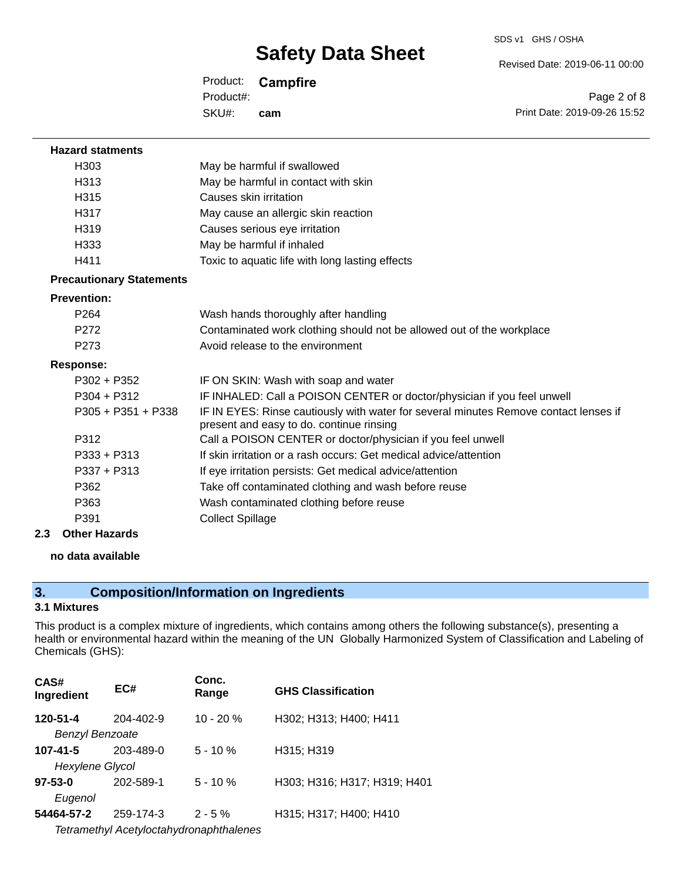**Hazard statments**

| | |
|---|---|
| H303 | May be harmful if swallowed |
| H313 | May be harmful in contact with skin |
| H315 | Causes skin irritation |
| H317 | May cause an allergic skin reaction |
| H319 | Causes serious eye irritation |
| H333 | May be harmful if inhaled |
| H411 | Toxic to aquatic life with long lasting effects |

**Precautionary Statements**

**Prevention:**

| | |
|---|---|
| P264 | Wash hands thoroughly after handling |
| P272 | Contaminated work clothing should not be allowed out of the workplace |
| P273 | Avoid release to the environment |

**Response:**

| | |
|---|---|
| P302 + P352 | IF ON SKIN: Wash with soap and water |
| P304 + P312 | IF INHALED: Call a POISON CENTER or doctor/physician if you feel unwell |
| P305 + P351 + P338 | IF IN EYES: Rinse cautiously with water for several minutes Remove contact lenses if present and easy to do. continue rinsing |
| P312 | Call a POISON CENTER or doctor/physician if you feel unwell |
| P333 + P313 | If skin irritation or a rash occurs: Get medical advice/attention |
| P337 + P313 | If eye irritation persists: Get medical advice/attention |
| P362 | Take off contaminated clothing and wash before reuse |
| P363 | Wash contaminated clothing before reuse |
| P391 | Collect Spillage |

**2.3 Other Hazards**

**no data available**

## 3. Composition/Information on Ingredients

**3.1 Mixtures**

This product is a complex mixture of ingredients, which contains among others the following substance(s), presenting a health or environmental hazard within the meaning of the UN Globally Harmonized System of Classification and Labeling of Chemicals (GHS):

| CAS# Ingredient | EC# | Conc. Range | GHS Classification |
|---|---|---|---|
| **120-51-4** *Benzyl Benzoate* | 204-402-9 | 10 - 20 % | H302; H313; H400; H411 |
| **107-41-5** *Hexylene Glycol* | 203-489-0 | 5 - 10 % | H315; H319 |
| **97-53-0** *Eugenol* | 202-589-1 | 5 - 10 % | H303; H316; H317; H319; H401 |
| **54464-57-2** *Tetramethyl Acetyloctahydronaphthalenes* | 259-174-3 | 2 - 5 % | H315; H317; H400; H410 |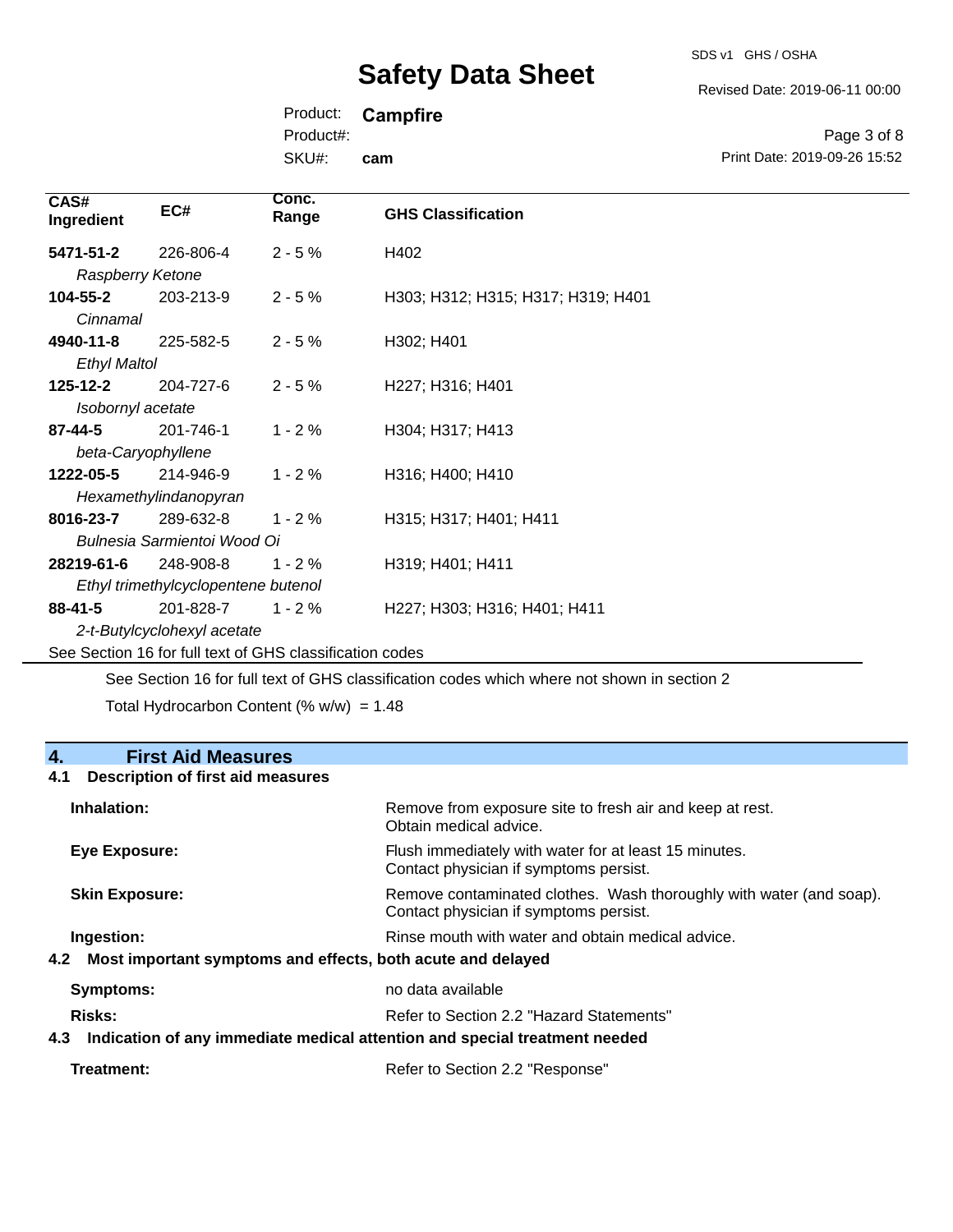| CAS# Ingredient | EC# | Conc. Range | GHS Classification |
|---|---|---|---|
| **5471-51-2** *Raspberry Ketone* | 226-806-4 | 2 - 5 % | H402 |
| **104-55-2** *Cinnamal* | 203-213-9 | 2 - 5 % | H303; H312; H315; H317; H319; H401 |
| **4940-11-8** *Ethyl Maltol* | 225-582-5 | 2 - 5 % | H302; H401 |
| **125-12-2** *Isobornyl acetate* | 204-727-6 | 2 - 5 % | H227; H316; H401 |
| **87-44-5** *beta-Caryophyllene* | 201-746-1 | 1 - 2 % | H304; H317; H413 |
| **1222-05-5** *Hexamethylindanopyran* | 214-946-9 | 1 - 2 % | H316; H400; H410 |
| **8016-23-7** *Bulnesia Sarmientoi Wood Oi* | 289-632-8 | 1 - 2 % | H315; H317; H401; H411 |
| **28219-61-6** *Ethyl trimethylcyclopentene butenol* | 248-908-8 | 1 - 2 % | H319; H401; H411 |
| **88-41-5** *2-t-Butylcyclohexyl acetate* | 201-828-7 | 1 - 2 % | H227; H303; H316; H401; H411 |

See Section 16 for full text of GHS classification codes

See Section 16 for full text of GHS classification codes which where not shown in section 2

Total Hydrocarbon Content (% w/w) = 1.48

## 4. First Aid Measures

### 4.1 Description of first aid measures

**Inhalation:** Remove from exposure site to fresh air and keep at rest. Obtain medical advice.

**Eye Exposure:** Flush immediately with water for at least 15 minutes. Contact physician if symptoms persist.

**Skin Exposure:** Remove contaminated clothes. Wash thoroughly with water (and soap). Contact physician if symptoms persist.

**Ingestion:** Rinse mouth with water and obtain medical advice.

### 4.2 Most important symptoms and effects, both acute and delayed

**Symptoms:** no data available

**Risks:** Refer to Section 2.2 "Hazard Statements"

### 4.3 Indication of any immediate medical attention and special treatment needed

**Treatment:** Refer to Section 2.2 "Response"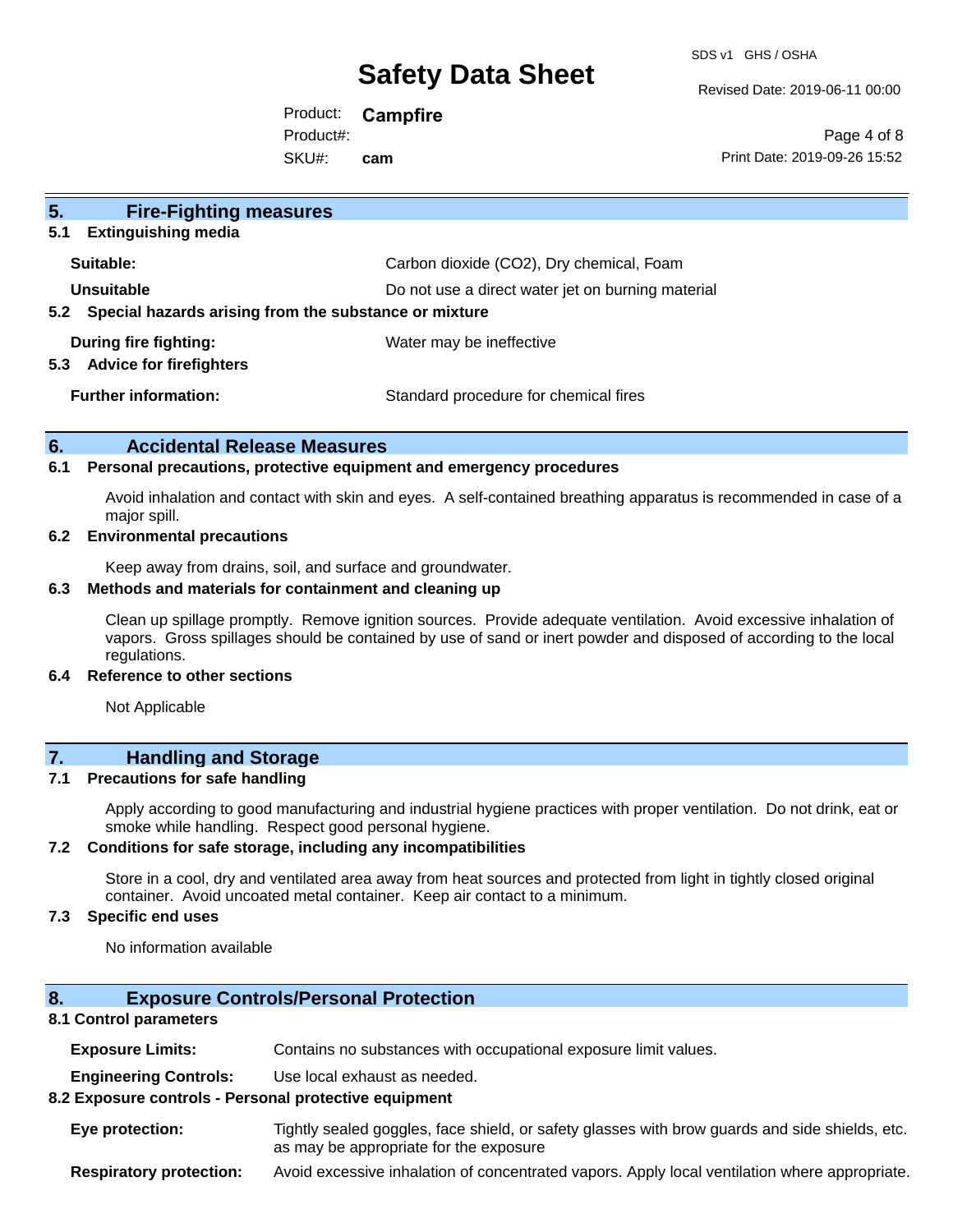## 5. Fire-Fighting measures

### 5.1 Extinguishing media

| | |
|---|---|
| **Suitable:** | Carbon dioxide ($CO_2$), Dry chemical, Foam |
| **Unsuitable** | Do not use a direct water jet on burning material |

### 5.2 Special hazards arising from the substance or mixture

| | |
|---|---|
| **During fire fighting:** | Water may be ineffective |

### 5.3 Advice for firefighters

| | |
|---|---|
| **Further information:** | Standard procedure for chemical fires |

## 6. Accidental Release Measures

### 6.1 Personal precautions, protective equipment and emergency procedures

Avoid inhalation and contact with skin and eyes. A self-contained breathing apparatus is recommended in case of a major spill.

### 6.2 Environmental precautions

Keep away from drains, soil, and surface and groundwater.

### 6.3 Methods and materials for containment and cleaning up

Clean up spillage promptly. Remove ignition sources. Provide adequate ventilation. Avoid excessive inhalation of vapors. Gross spillages should be contained by use of sand or inert powder and disposed of according to the local regulations.

### 6.4 Reference to other sections

Not Applicable

## 7. Handling and Storage

### 7.1 Precautions for safe handling

Apply according to good manufacturing and industrial hygiene practices with proper ventilation. Do not drink, eat or smoke while handling. Respect good personal hygiene.

### 7.2 Conditions for safe storage, including any incompatibilities

Store in a cool, dry and ventilated area away from heat sources and protected from light in tightly closed original container. Avoid uncoated metal container. Keep air contact to a minimum.

### 7.3 Specific end uses

No information available

## 8. Exposure Controls/Personal Protection

### 8.1 Control parameters

| | |
|---|---|
| **Exposure Limits:** | Contains no substances with occupational exposure limit values. |
| **Engineering Controls:** | Use local exhaust as needed. |

### 8.2 Exposure controls - Personal protective equipment

| | |
|---|---|
| **Eye protection:** | Tightly sealed goggles, face shield, or safety glasses with brow guards and side shields, etc. as may be appropriate for the exposure |
| **Respiratory protection:** | Avoid excessive inhalation of concentrated vapors. Apply local ventilation where appropriate. |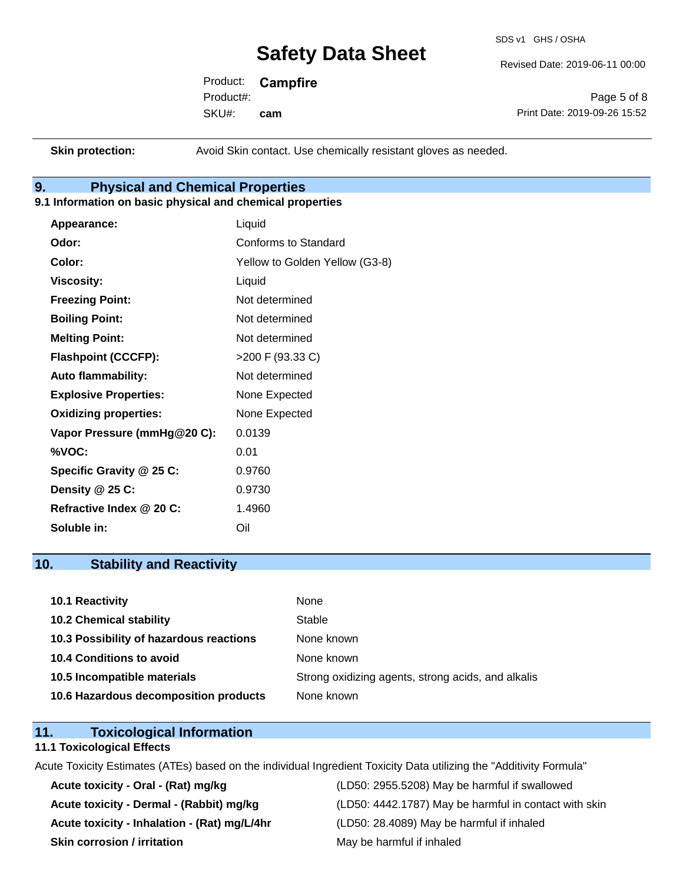| | |
|---|---|
| **Skin protection:** | Avoid Skin contact. Use chemically resistant gloves as needed. |

## 9. Physical and Chemical Properties

### 9.1 Information on basic physical and chemical properties

| | |
|---|---|
| **Appearance:** | Liquid |
| **Odor:** | Conforms to Standard |
| **Color:** | Yellow to Golden Yellow (G3-8) |
| **Viscosity:** | Liquid |
| **Freezing Point:** | Not determined |
| **Boiling Point:** | Not determined |
| **Melting Point:** | Not determined |
| **Flashpoint (CCCFP):** | >200 F (93.33 C) |
| **Auto flammability:** | Not determined |
| **Explosive Properties:** | None Expected |
| **Oxidizing properties:** | None Expected |
| **Vapor Pressure (mmHg@20 C):** | 0.0139 |
| **%VOC:** | 0.01 |
| **Specific Gravity @ 25 C:** | 0.9760 |
| **Density @ 25 C:** | 0.9730 |
| **Refractive Index @ 20 C:** | 1.4960 |
| **Soluble in:** | Oil |

## 10. Stability and Reactivity

| | |
|---|---|
| **10.1 Reactivity** | None |
| **10.2 Chemical stability** | Stable |
| **10.3 Possibility of hazardous reactions** | None known |
| **10.4 Conditions to avoid** | None known |
| **10.5 Incompatible materials** | Strong oxidizing agents, strong acids, and alkalis |
| **10.6 Hazardous decomposition products** | None known |

## 11. Toxicological Information

### 11.1 Toxicological Effects

Acute Toxicity Estimates (ATEs) based on the individual Ingredient Toxicity Data utilizing the "Additivity Formula"

| | |
|---|---|
| **Acute toxicity - Oral - (Rat) mg/kg** | (LD50: 2955.5208) May be harmful if swallowed |
| **Acute toxicity - Dermal - (Rabbit) mg/kg** | (LD50: 4442.1787) May be harmful in contact with skin |
| **Acute toxicity - Inhalation - (Rat) mg/L/4hr** | (LD50: 28.4089) May be harmful if inhaled |
| **Skin corrosion / irritation** | May be harmful if inhaled |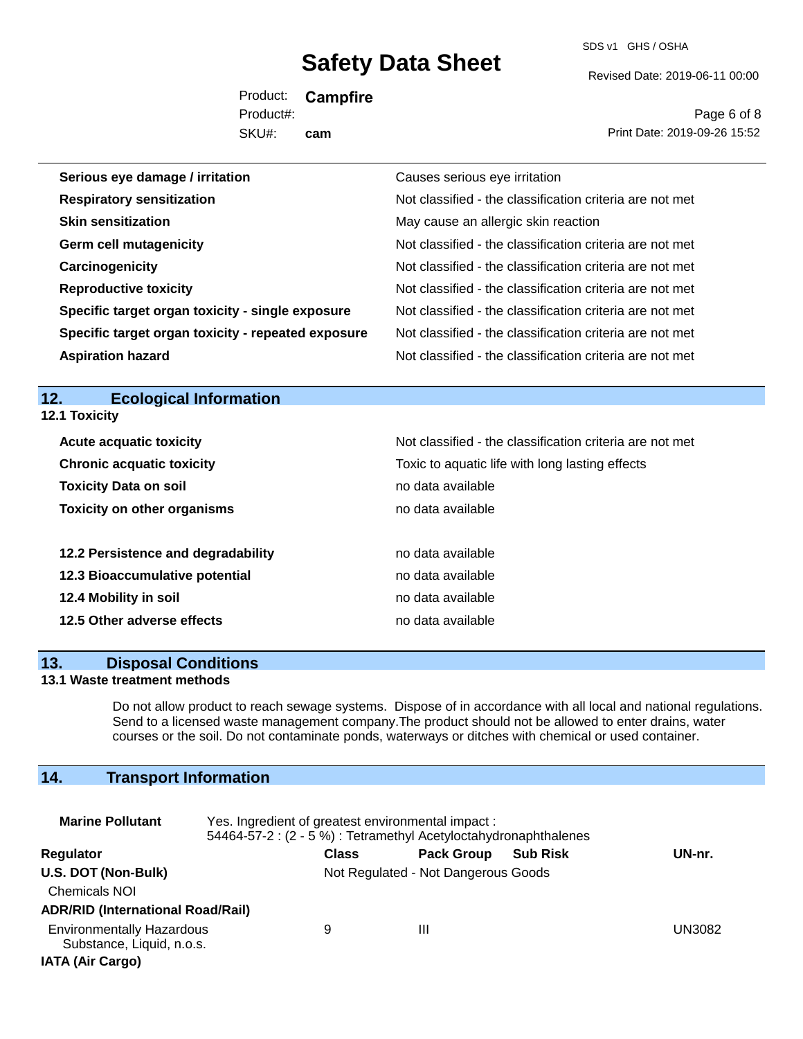| | |
|---|---|
| **Serious eye damage / irritation** | Causes serious eye irritation |
| **Respiratory sensitization** | Not classified - the classification criteria are not met |
| **Skin sensitization** | May cause an allergic skin reaction |
| **Germ cell mutagenicity** | Not classified - the classification criteria are not met |
| **Carcinogenicity** | Not classified - the classification criteria are not met |
| **Reproductive toxicity** | Not classified - the classification criteria are not met |
| **Specific target organ toxicity - single exposure** | Not classified - the classification criteria are not met |
| **Specific target organ toxicity - repeated exposure** | Not classified - the classification criteria are not met |
| **Aspiration hazard** | Not classified - the classification criteria are not met |

## 12. Ecological Information

**12.1 Toxicity**

| | |
|---|---|
| **Acute acquatic toxicity** | Not classified - the classification criteria are not met |
| **Chronic acquatic toxicity** | Toxic to aquatic life with long lasting effects |
| **Toxicity Data on soil** | no data available |
| **Toxicity on other organisms** | no data available |

| | |
|---|---|
| **12.2 Persistence and degradability** | no data available |
| **12.3 Bioaccumulative potential** | no data available |
| **12.4 Mobility in soil** | no data available |
| **12.5 Other adverse effects** | no data available |

## 13. Disposal Conditions

**13.1 Waste treatment methods**

Do not allow product to reach sewage systems. Dispose of in accordance with all local and national regulations. Send to a licensed waste management company.The product should not be allowed to enter drains, water courses or the soil. Do not contaminate ponds, waterways or ditches with chemical or used container.

## 14. Transport Information

**Marine Pollutant** Yes. Ingredient of greatest environmental impact :
54464-57-2 : (2 - 5 %) : Tetramethyl Acetyloctahydronaphthalenes

| Regulator | Class | Pack Group | Sub Risk | UN-nr. |
|---|---|---|---|---|
| **U.S. DOT (Non-Bulk)** | Not Regulated - Not Dangerous Goods | | | |
| Chemicals NOI | | | | |
| **ADR/RID (International Road/Rail)** | | | | |
| Environmentally Hazardous Substance, Liquid, n.o.s. | 9 | III | | UN3082 |
| **IATA (Air Cargo)** | | | | |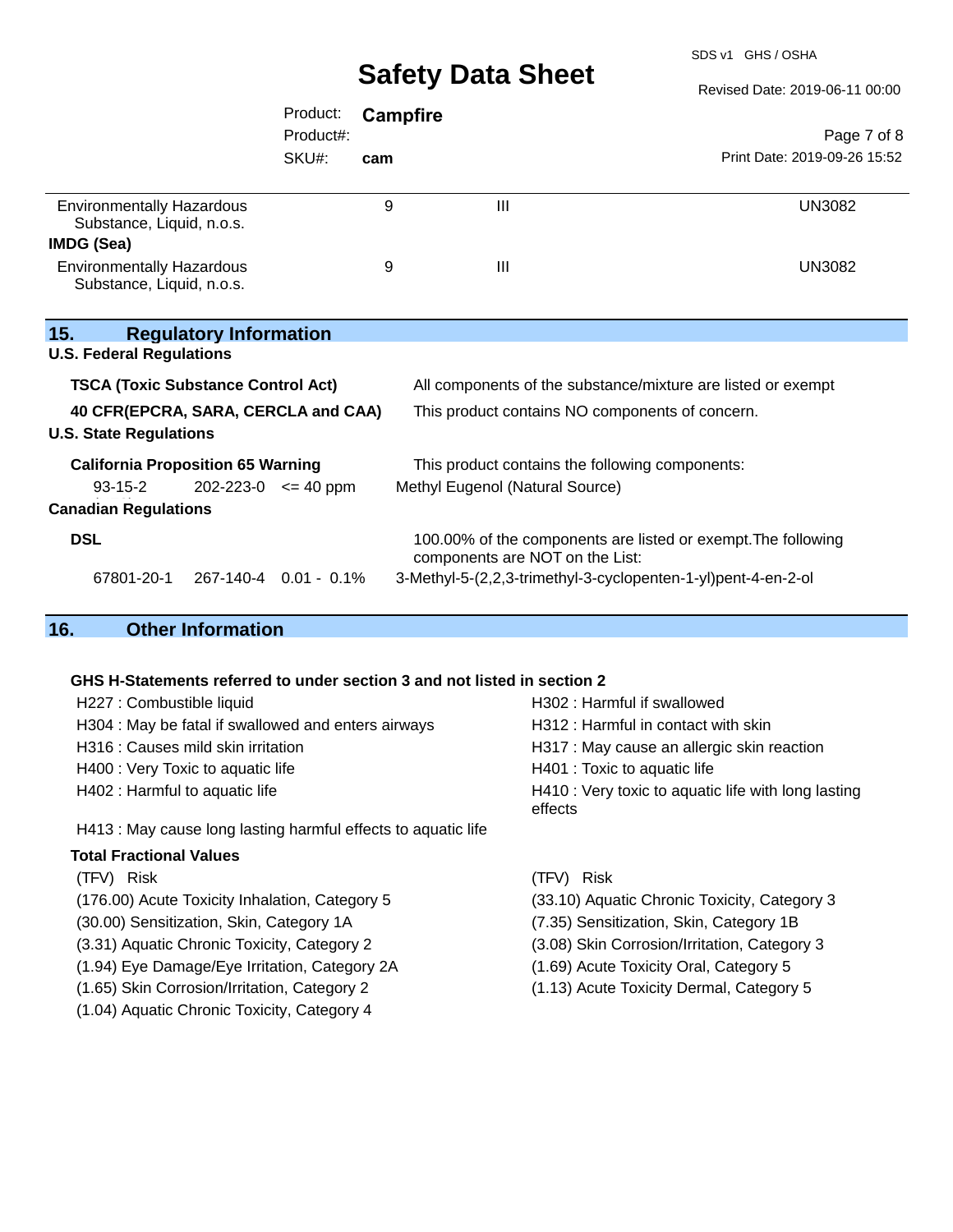| | | | |
|---|---|---|---|
| Environmentally Hazardous Substance, Liquid, n.o.s. | 9 | III | UN3082 |
| **IMDG (Sea)** | | | |
| Environmentally Hazardous Substance, Liquid, n.o.s. | 9 | III | UN3082 |

## 15. Regulatory Information

**U.S. Federal Regulations**

**TSCA (Toxic Substance Control Act)** — All components of the substance/mixture are listed or exempt

**40 CFR(EPCRA, SARA, CERCLA and CAA)** — This product contains NO components of concern.

**U.S. State Regulations**

**California Proposition 65 Warning** — This product contains the following components:

| | | | |
|---|---|---|---|
| 93-15-2 | 202-223-0 | <= 40 ppm | Methyl Eugenol (Natural Source) |

**Canadian Regulations**

**DSL** — 100.00% of the components are listed or exempt.The following components are NOT on the List:

| | | | |
|---|---|---|---|
| 67801-20-1 | 267-140-4 | 0.01 - 0.1% | 3-Methyl-5-(2,2,3-trimethyl-3-cyclopenten-1-yl)pent-4-en-2-ol |

## 16. Other Information

**GHS H-Statements referred to under section 3 and not listed in section 2**

- H227 : Combustible liquid
- H302 : Harmful if swallowed
- H304 : May be fatal if swallowed and enters airways
- H312 : Harmful in contact with skin
- H316 : Causes mild skin irritation
- H317 : May cause an allergic skin reaction
- H400 : Very Toxic to aquatic life
- H401 : Toxic to aquatic life
- H402 : Harmful to aquatic life
- H410 : Very toxic to aquatic life with long lasting effects
- H413 : May cause long lasting harmful effects to aquatic life

**Total Fractional Values**

| (TFV) Risk | (TFV) Risk |
|---|---|
| (176.00) Acute Toxicity Inhalation, Category 5 | (33.10) Aquatic Chronic Toxicity, Category 3 |
| (30.00) Sensitization, Skin, Category 1A | (7.35) Sensitization, Skin, Category 1B |
| (3.31) Aquatic Chronic Toxicity, Category 2 | (3.08) Skin Corrosion/Irritation, Category 3 |
| (1.94) Eye Damage/Eye Irritation, Category 2A | (1.69) Acute Toxicity Oral, Category 5 |
| (1.65) Skin Corrosion/Irritation, Category 2 | (1.13) Acute Toxicity Dermal, Category 5 |
| (1.04) Aquatic Chronic Toxicity, Category 4 | |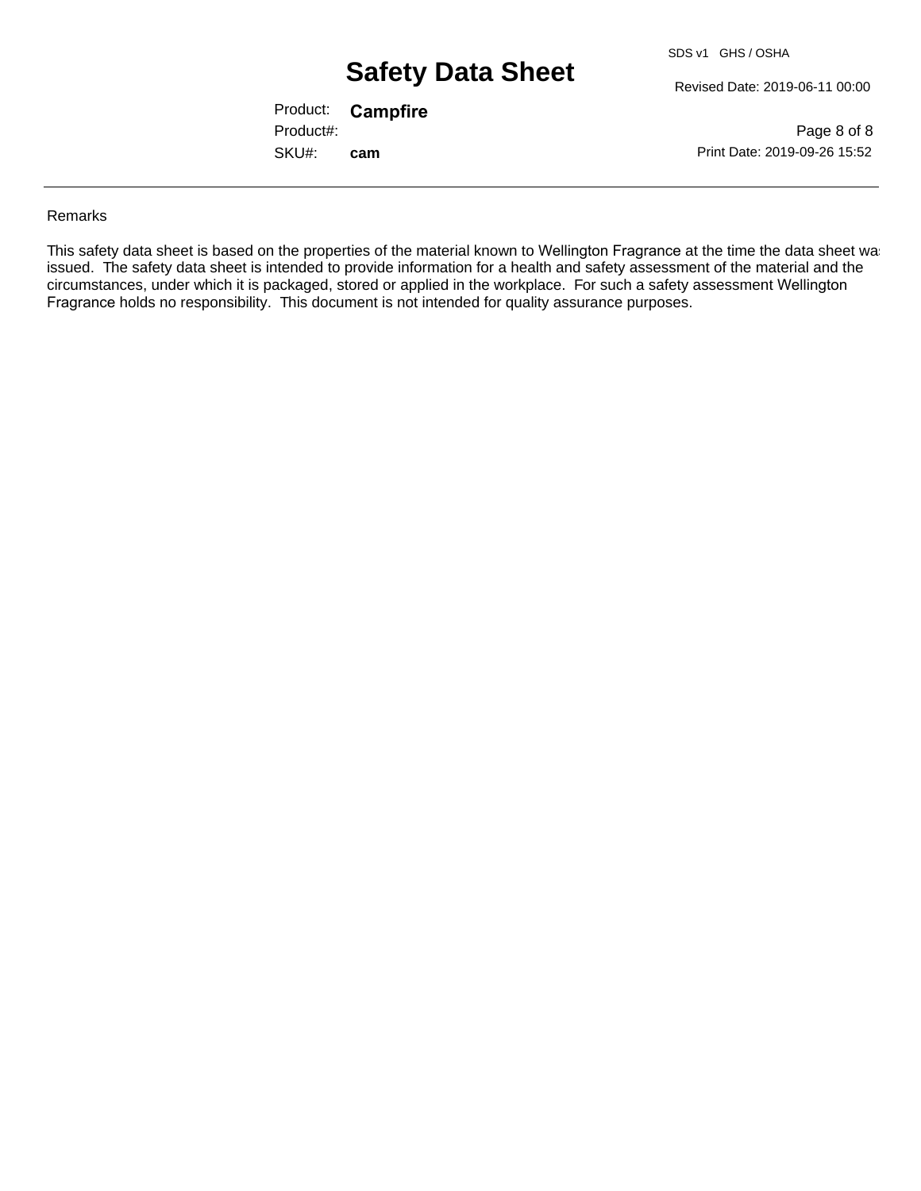## Remarks

This safety data sheet is based on the properties of the material known to Wellington Fragrance at the time the data sheet was issued. The safety data sheet is intended to provide information for a health and safety assessment of the material and the circumstances, under which it is packaged, stored or applied in the workplace. For such a safety assessment Wellington Fragrance holds no responsibility. This document is not intended for quality assurance purposes.